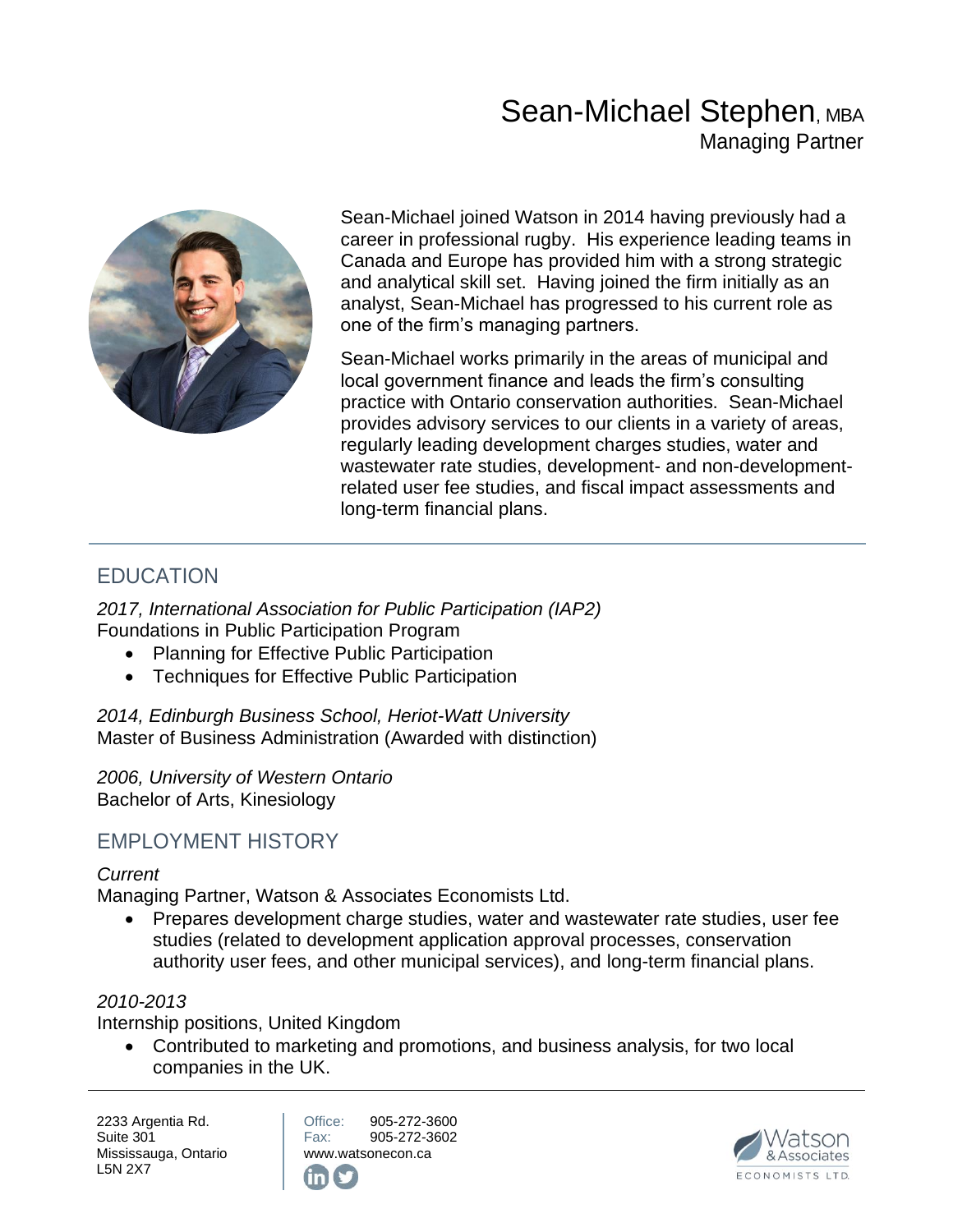# Sean-Michael Stephen, MBA

Managing Partner

Sean-Michael joined Watson in 2014 having previously had a career in professional rugby. His experience leading teams in Canada and Europe has provided him with a strong strategic and analytical skill set. Having joined the firm initially as an analyst, Sean-Michael has progressed to his current role as one of the firm's managing partners.

Sean-Michael works primarily in the areas of municipal and local government finance and leads the firm's consulting practice with Ontario conservation authorities. Sean-Michael provides advisory services to our clients in a variety of areas, regularly leading development charges studies, water and wastewater rate studies, development- and non-development-related user fee studies, and fiscal impact assessments and long-term financial plans.

## EDUCATION

*2017, International Association for Public Participation (IAP2)*
Foundations in Public Participation Program

- Planning for Effective Public Participation
- Techniques for Effective Public Participation

*2014, Edinburgh Business School, Heriot-Watt University*
Master of Business Administration (Awarded with distinction)

*2006, University of Western Ontario*
Bachelor of Arts, Kinesiology

## EMPLOYMENT HISTORY

*Current*
Managing Partner, Watson & Associates Economists Ltd.

- Prepares development charge studies, water and wastewater rate studies, user fee studies (related to development application approval processes, conservation authority user fees, and other municipal services), and long-term financial plans.

*2010-2013*
Internship positions, United Kingdom

- Contributed to marketing and promotions, and business analysis, for two local companies in the UK.

2233 Argentia Rd.
Suite 301
Mississauga, Ontario
L5N 2X7

Office: 905-272-3600
Fax: 905-272-3602
www.watsonecon.ca

Watson & Associates Economists Ltd.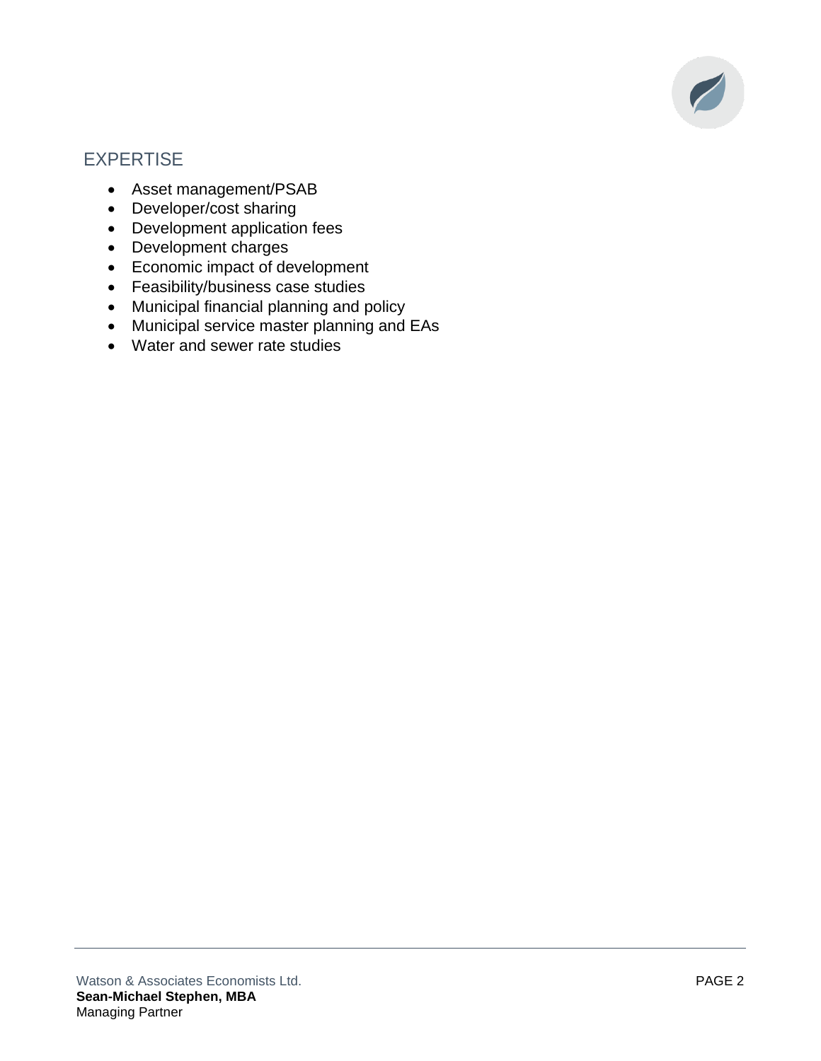## EXPERTISE

- Asset management/PSAB
- Developer/cost sharing
- Development application fees
- Development charges
- Economic impact of development
- Feasibility/business case studies
- Municipal financial planning and policy
- Municipal service master planning and EAs
- Water and sewer rate studies